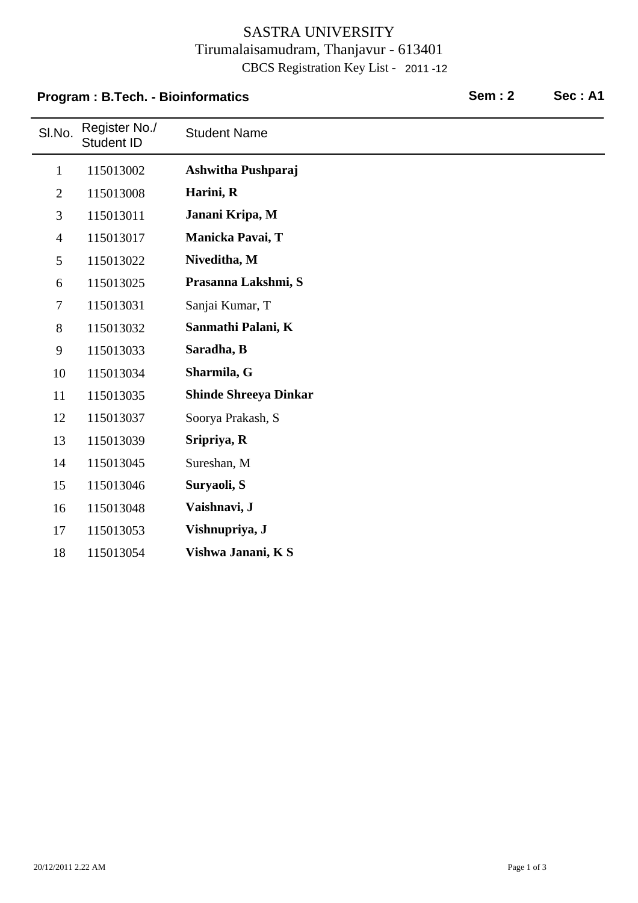# SASTRA UNIVERSITY

Tirumalaisamudram, Thanjavur - 613401

CBCS Registration Key List - 2011 -12

**Program : B.Tech. - Bioinformatics** **Sem : 2** **Sec : A1**

| Sl.No. | Register No./ Student ID | Student Name |
|---|---|---|
| 1 | 115013002 | **Ashwitha Pushparaj** |
| 2 | 115013008 | **Harini, R** |
| 3 | 115013011 | **Janani Kripa, M** |
| 4 | 115013017 | **Manicka Pavai, T** |
| 5 | 115013022 | **Niveditha, M** |
| 6 | 115013025 | **Prasanna Lakshmi, S** |
| 7 | 115013031 | Sanjai Kumar, T |
| 8 | 115013032 | **Sanmathi Palani, K** |
| 9 | 115013033 | **Saradha, B** |
| 10 | 115013034 | **Sharmila, G** |
| 11 | 115013035 | **Shinde Shreeya Dinkar** |
| 12 | 115013037 | Soorya Prakash, S |
| 13 | 115013039 | **Sripriya, R** |
| 14 | 115013045 | Sureshan, M |
| 15 | 115013046 | **Suryaoli, S** |
| 16 | 115013048 | **Vaishnavi, J** |
| 17 | 115013053 | **Vishnupriya, J** |
| 18 | 115013054 | **Vishwa Janani, K S** |

20/12/2011 2.22 AM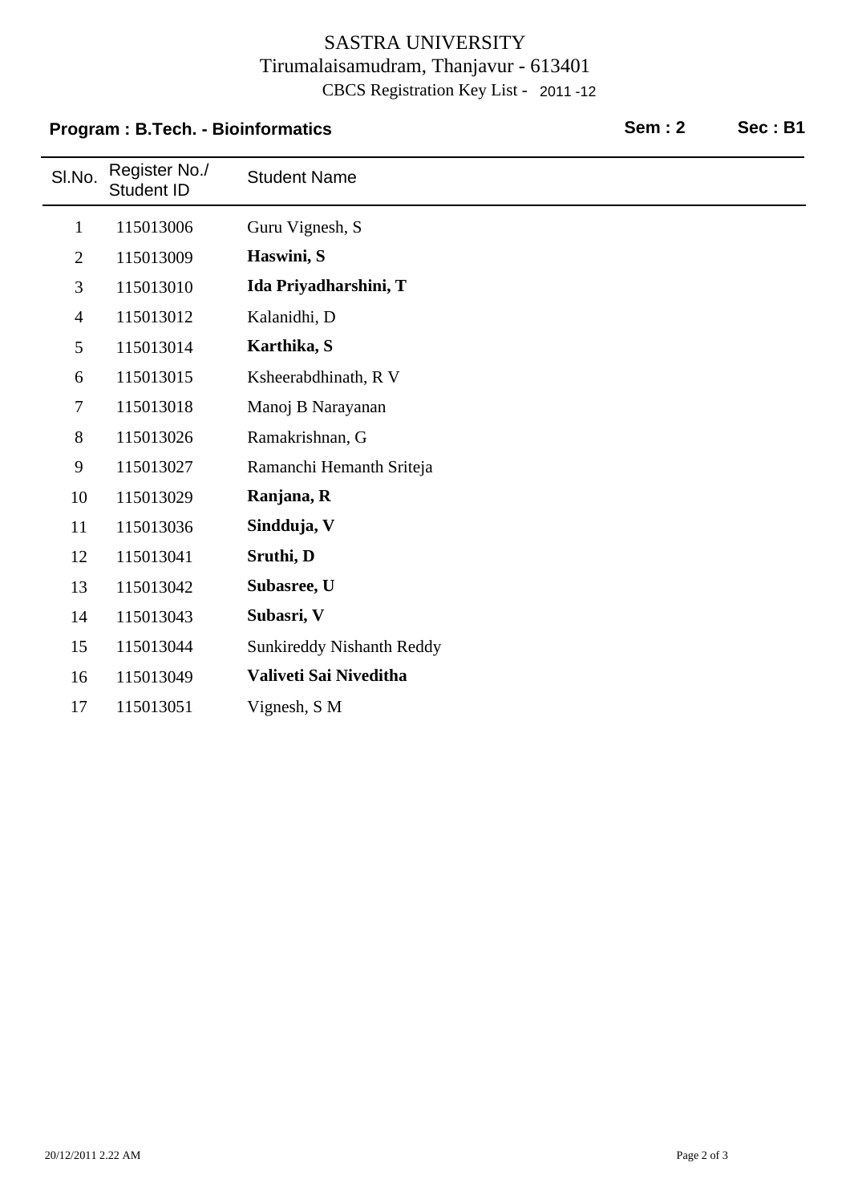# SASTRA UNIVERSITY

Tirumalaisamudram, Thanjavur - 613401

CBCS Registration Key List - 2011 -12

**Program : B.Tech. - Bioinformatics** **Sem : 2** **Sec : B1**

| Sl.No. | Register No./ Student ID | Student Name |
|---|---|---|
| 1 | 115013006 | Guru Vignesh, S |
| 2 | 115013009 | **Haswini, S** |
| 3 | 115013010 | **Ida Priyadharshini, T** |
| 4 | 115013012 | Kalanidhi, D |
| 5 | 115013014 | **Karthika, S** |
| 6 | 115013015 | Ksheerabdhinath, R V |
| 7 | 115013018 | Manoj B Narayanan |
| 8 | 115013026 | Ramakrishnan, G |
| 9 | 115013027 | Ramanchi Hemanth Sriteja |
| 10 | 115013029 | **Ranjana, R** |
| 11 | 115013036 | **Sindduja, V** |
| 12 | 115013041 | **Sruthi, D** |
| 13 | 115013042 | **Subasree, U** |
| 14 | 115013043 | **Subasri, V** |
| 15 | 115013044 | Sunkireddy Nishanth Reddy |
| 16 | 115013049 | **Valiveti Sai Niveditha** |
| 17 | 115013051 | Vignesh, S M |

20/12/2011 2.22 AM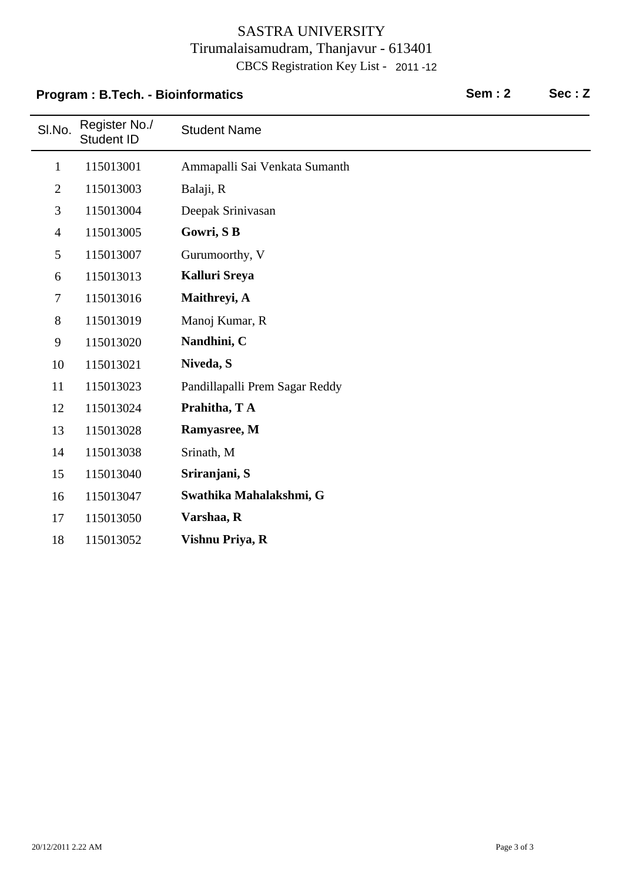# SASTRA UNIVERSITY

Tirumalaisamudram, Thanjavur - 613401

CBCS Registration Key List - 2011 -12

**Program : B.Tech. - Bioinformatics** **Sem : 2** **Sec : Z**

| Sl.No. | Register No./ Student ID | Student Name |
|---|---|---|
| 1 | 115013001 | Ammapalli Sai Venkata Sumanth |
| 2 | 115013003 | Balaji, R |
| 3 | 115013004 | Deepak Srinivasan |
| 4 | 115013005 | **Gowri, S B** |
| 5 | 115013007 | Gurumoorthy, V |
| 6 | 115013013 | **Kalluri Sreya** |
| 7 | 115013016 | **Maithreyi, A** |
| 8 | 115013019 | Manoj Kumar, R |
| 9 | 115013020 | **Nandhini, C** |
| 10 | 115013021 | **Niveda, S** |
| 11 | 115013023 | Pandillapalli Prem Sagar Reddy |
| 12 | 115013024 | **Prahitha, T A** |
| 13 | 115013028 | **Ramyasree, M** |
| 14 | 115013038 | Srinath, M |
| 15 | 115013040 | **Sriranjani, S** |
| 16 | 115013047 | **Swathika Mahalakshmi, G** |
| 17 | 115013050 | **Varshaa, R** |
| 18 | 115013052 | **Vishnu Priya, R** |

20/12/2011 2.22 AM